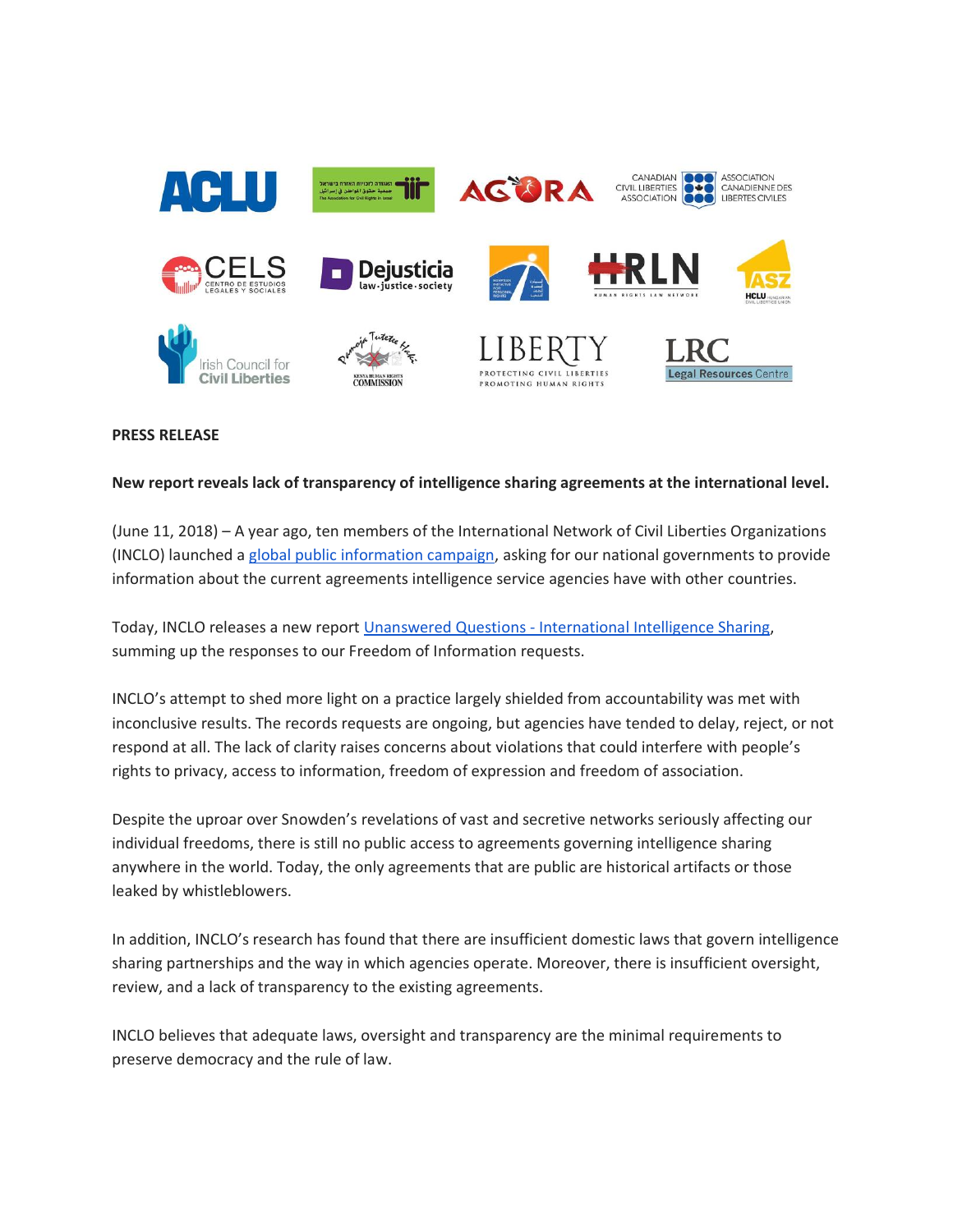**PRESS RELEASE**

**New report reveals lack of transparency of intelligence sharing agreements at the international level.**

(June 11, 2018) – A year ago, ten members of the International Network of Civil Liberties Organizations (INCLO) launched a [global public information campaign](), asking for our national governments to provide information about the current agreements intelligence service agencies have with other countries.

Today, INCLO releases a new report [Unanswered Questions - International Intelligence Sharing](), summing up the responses to our Freedom of Information requests.

INCLO's attempt to shed more light on a practice largely shielded from accountability was met with inconclusive results. The records requests are ongoing, but agencies have tended to delay, reject, or not respond at all. The lack of clarity raises concerns about violations that could interfere with people's rights to privacy, access to information, freedom of expression and freedom of association.

Despite the uproar over Snowden's revelations of vast and secretive networks seriously affecting our individual freedoms, there is still no public access to agreements governing intelligence sharing anywhere in the world. Today, the only agreements that are public are historical artifacts or those leaked by whistleblowers.

In addition, INCLO's research has found that there are insufficient domestic laws that govern intelligence sharing partnerships and the way in which agencies operate. Moreover, there is insufficient oversight, review, and a lack of transparency to the existing agreements.

INCLO believes that adequate laws, oversight and transparency are the minimal requirements to preserve democracy and the rule of law.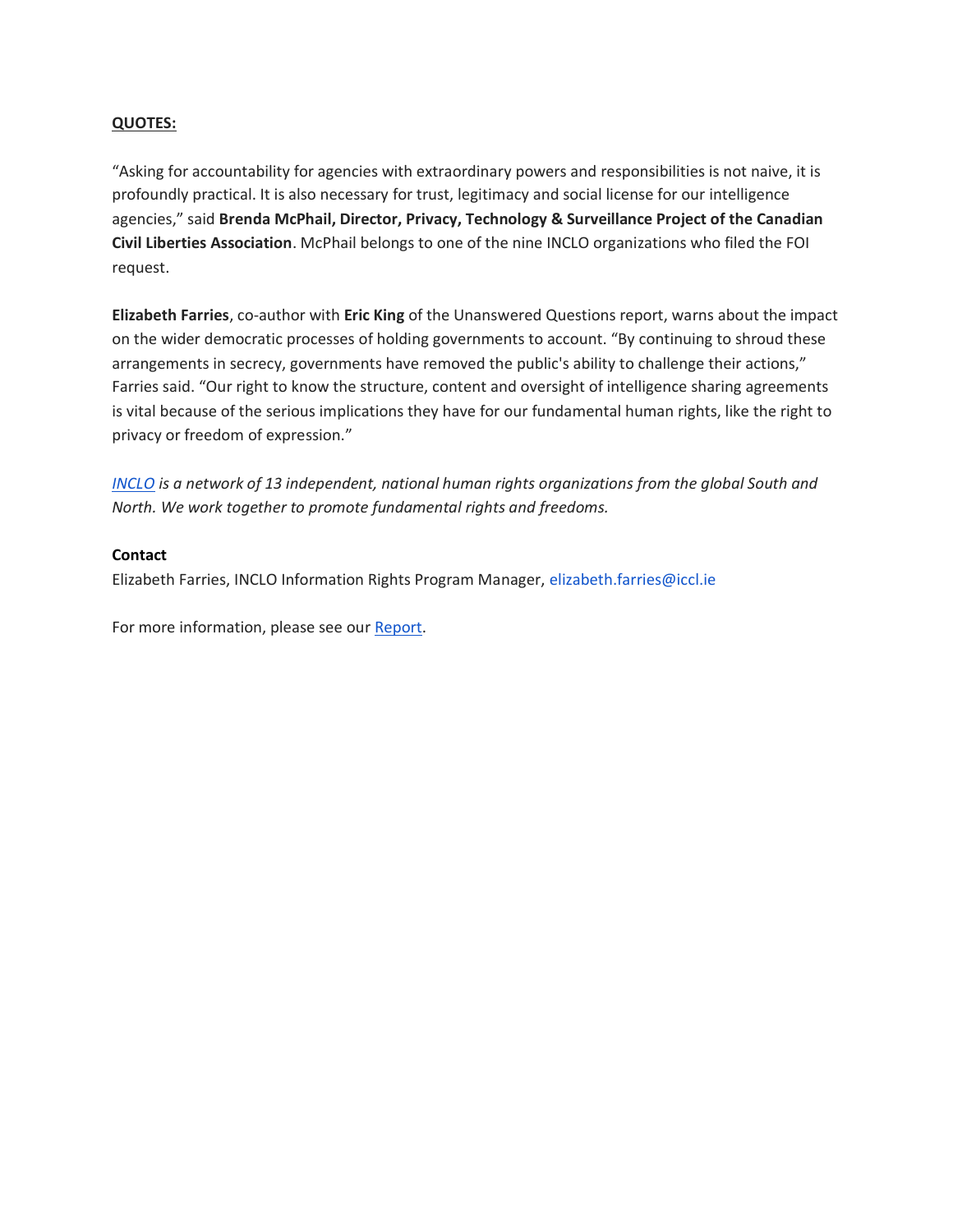**<u>QUOTES:</u>**

"Asking for accountability for agencies with extraordinary powers and responsibilities is not naive, it is profoundly practical. It is also necessary for trust, legitimacy and social license for our intelligence agencies," said **Brenda McPhail, Director, Privacy, Technology & Surveillance Project of the Canadian Civil Liberties Association**. McPhail belongs to one of the nine INCLO organizations who filed the FOI request.

**Elizabeth Farries**, co-author with **Eric King** of the Unanswered Questions report, warns about the impact on the wider democratic processes of holding governments to account. "By continuing to shroud these arrangements in secrecy, governments have removed the public's ability to challenge their actions," Farries said. "Our right to know the structure, content and oversight of intelligence sharing agreements is vital because of the serious implications they have for our fundamental human rights, like the right to privacy or freedom of expression."

*INCLO is a network of 13 independent, national human rights organizations from the global South and North. We work together to promote fundamental rights and freedoms.*

**Contact**

Elizabeth Farries, INCLO Information Rights Program Manager, elizabeth.farries@iccl.ie

For more information, please see our Report.